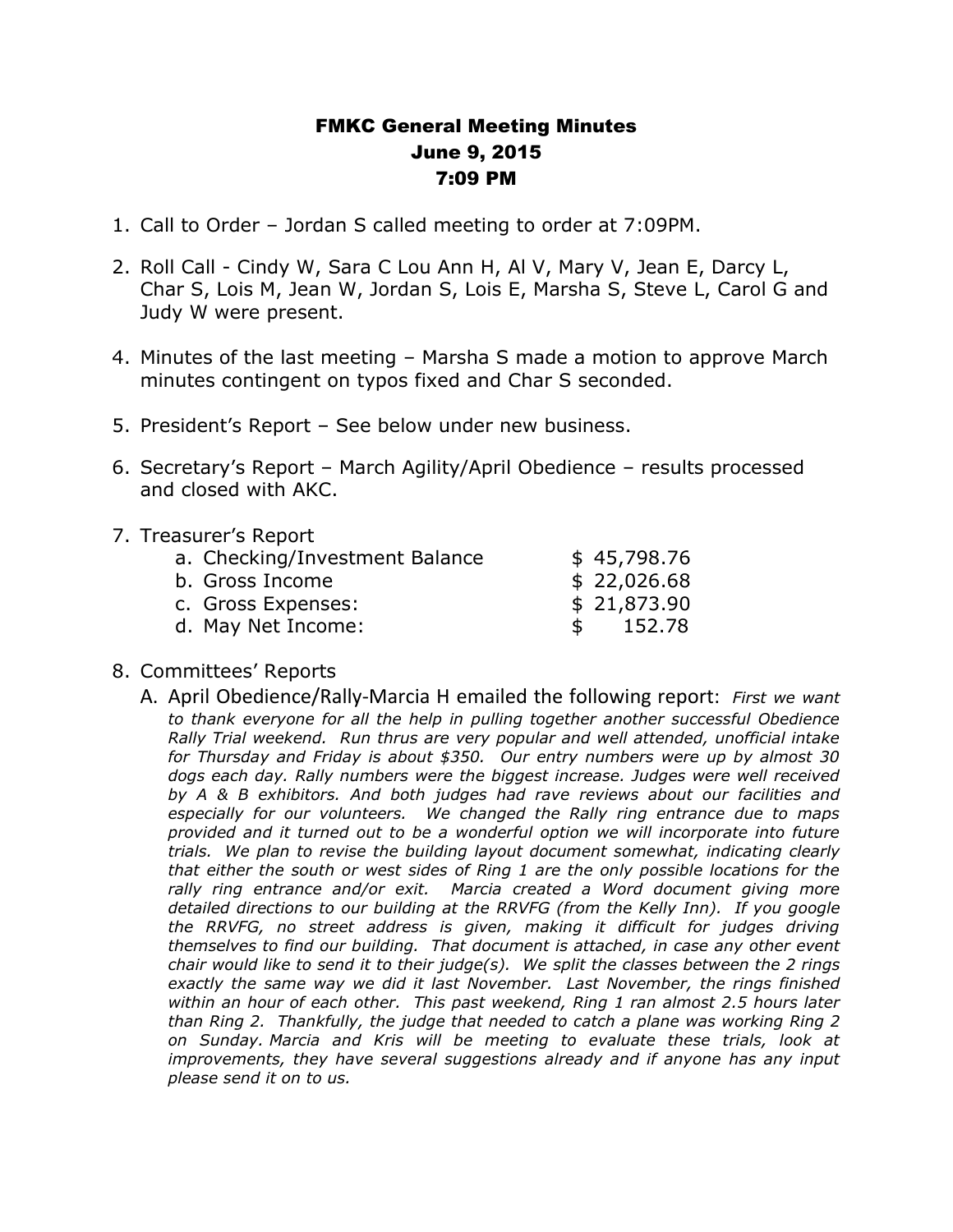# FMKC General Meeting Minutes
## June 9, 2015
## 7:09 PM

1. Call to Order – Jordan S called meeting to order at 7:09PM.

2. Roll Call - Cindy W, Sara C Lou Ann H, Al V, Mary V, Jean E, Darcy L, Char S, Lois M, Jean W, Jordan S, Lois E, Marsha S, Steve L, Carol G and Judy W were present.

4. Minutes of the last meeting – Marsha S made a motion to approve March minutes contingent on typos fixed and Char S seconded.

5. President's Report – See below under new business.

6. Secretary's Report – March Agility/April Obedience – results processed and closed with AKC.

7. Treasurer's Report
   - a. Checking/Investment Balance $ 45,798.76
   - b. Gross Income $ 22,026.68
   - c. Gross Expenses: $ 21,873.90
   - d. May Net Income: $ 152.78

8. Committees' Reports
   - A. April Obedience/Rally-Marcia H emailed the following report: *First we want to thank everyone for all the help in pulling together another successful Obedience Rally Trial weekend. Run thrus are very popular and well attended, unofficial intake for Thursday and Friday is about $350. Our entry numbers were up by almost 30 dogs each day. Rally numbers were the biggest increase. Judges were well received by A & B exhibitors. And both judges had rave reviews about our facilities and especially for our volunteers. We changed the Rally ring entrance due to maps provided and it turned out to be a wonderful option we will incorporate into future trials. We plan to revise the building layout document somewhat, indicating clearly that either the south or west sides of Ring 1 are the only possible locations for the rally ring entrance and/or exit. Marcia created a Word document giving more detailed directions to our building at the RRVFG (from the Kelly Inn). If you google the RRVFG, no street address is given, making it difficult for judges driving themselves to find our building. That document is attached, in case any other event chair would like to send it to their judge(s). We split the classes between the 2 rings exactly the same way we did it last November. Last November, the rings finished within an hour of each other. This past weekend, Ring 1 ran almost 2.5 hours later than Ring 2. Thankfully, the judge that needed to catch a plane was working Ring 2 on Sunday. Marcia and Kris will be meeting to evaluate these trials, look at improvements, they have several suggestions already and if anyone has any input please send it on to us.*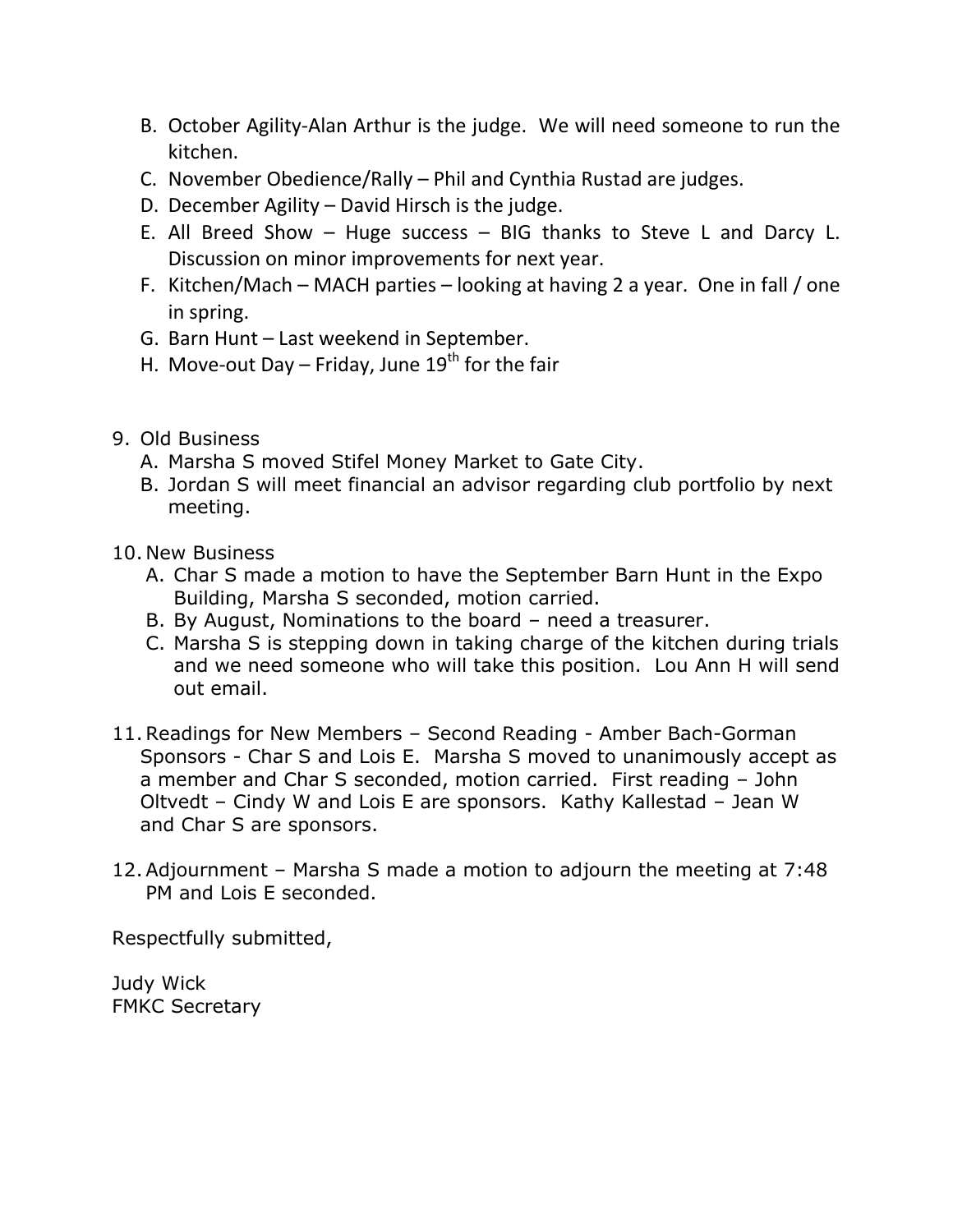B. October Agility-Alan Arthur is the judge. We will need someone to run the kitchen.
C. November Obedience/Rally – Phil and Cynthia Rustad are judges.
D. December Agility – David Hirsch is the judge.
E. All Breed Show – Huge success – BIG thanks to Steve L and Darcy L. Discussion on minor improvements for next year.
F. Kitchen/Mach – MACH parties – looking at having 2 a year. One in fall / one in spring.
G. Barn Hunt – Last weekend in September.
H. Move-out Day – Friday, June 19th for the fair

9. Old Business
   A. Marsha S moved Stifel Money Market to Gate City.
   B. Jordan S will meet financial an advisor regarding club portfolio by next meeting.

10. New Business
    A. Char S made a motion to have the September Barn Hunt in the Expo Building, Marsha S seconded, motion carried.
    B. By August, Nominations to the board – need a treasurer.
    C. Marsha S is stepping down in taking charge of the kitchen during trials and we need someone who will take this position. Lou Ann H will send out email.

11. Readings for New Members – Second Reading - Amber Bach-Gorman Sponsors - Char S and Lois E. Marsha S moved to unanimously accept as a member and Char S seconded, motion carried. First reading – John Oltvedt – Cindy W and Lois E are sponsors. Kathy Kallestad – Jean W and Char S are sponsors.

12. Adjournment – Marsha S made a motion to adjourn the meeting at 7:48 PM and Lois E seconded.

Respectfully submitted,

Judy Wick
FMKC Secretary